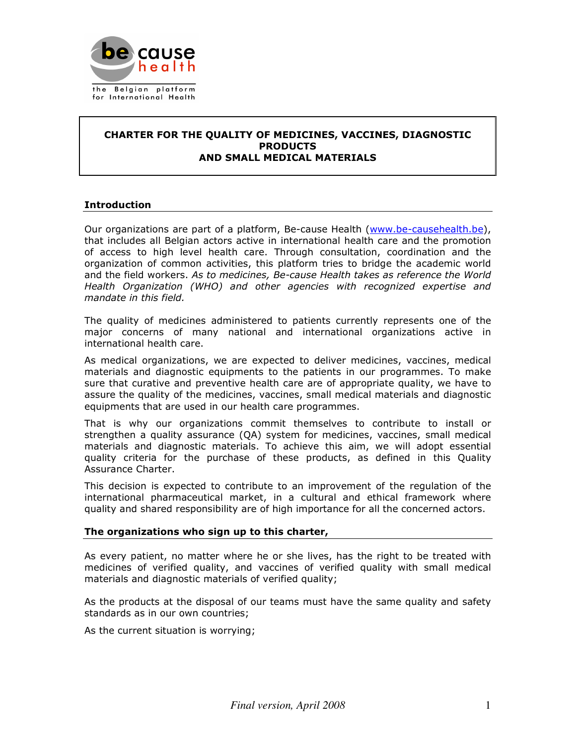be cause health

the Belgian platform for International Health

# CHARTER FOR THE QUALITY OF MEDICINES, VACCINES, DIAGNOSTIC PRODUCTS AND SMALL MEDICAL MATERIALS

## Introduction

Our organizations are part of a platform, Be-cause Health (www.be-causehealth.be), that includes all Belgian actors active in international health care and the promotion of access to high level health care. Through consultation, coordination and the organization of common activities, this platform tries to bridge the academic world and the field workers. *As to medicines, Be-cause Health takes as reference the World Health Organization (WHO) and other agencies with recognized expertise and mandate in this field.*

The quality of medicines administered to patients currently represents one of the major concerns of many national and international organizations active in international health care.

As medical organizations, we are expected to deliver medicines, vaccines, medical materials and diagnostic equipments to the patients in our programmes. To make sure that curative and preventive health care are of appropriate quality, we have to assure the quality of the medicines, vaccines, small medical materials and diagnostic equipments that are used in our health care programmes.

That is why our organizations commit themselves to contribute to install or strengthen a quality assurance (QA) system for medicines, vaccines, small medical materials and diagnostic materials. To achieve this aim, we will adopt essential quality criteria for the purchase of these products, as defined in this Quality Assurance Charter.

This decision is expected to contribute to an improvement of the regulation of the international pharmaceutical market, in a cultural and ethical framework where quality and shared responsibility are of high importance for all the concerned actors.

## The organizations who sign up to this charter,

As every patient, no matter where he or she lives, has the right to be treated with medicines of verified quality, and vaccines of verified quality with small medical materials and diagnostic materials of verified quality;

As the products at the disposal of our teams must have the same quality and safety standards as in our own countries;

As the current situation is worrying;

*Final version, April 2008*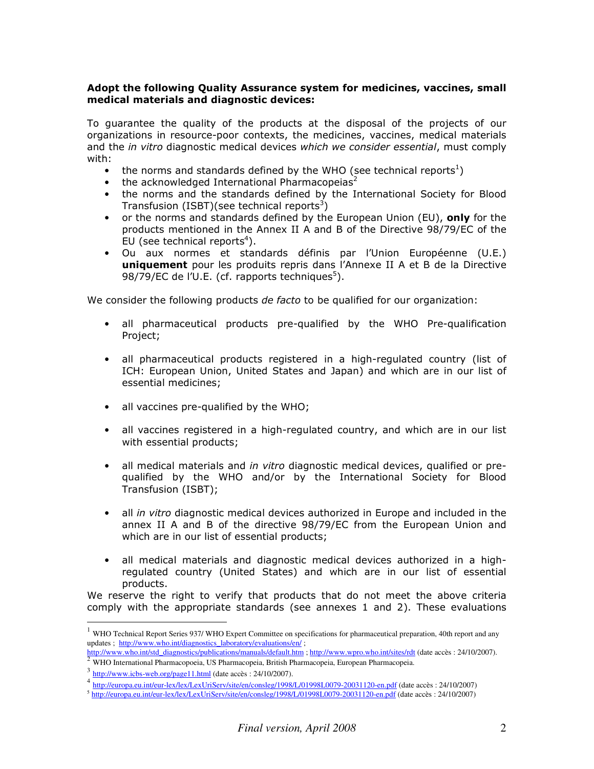**Adopt the following Quality Assurance system for medicines, vaccines, small medical materials and diagnostic devices:**

To guarantee the quality of the products at the disposal of the projects of our organizations in resource-poor contexts, the medicines, vaccines, medical materials and the *in vitro* diagnostic medical devices *which we consider essential*, must comply with:

- the norms and standards defined by the WHO (see technical reports[1])
- the acknowledged International Pharmacopeias[2]
- the norms and the standards defined by the International Society for Blood Transfusion (ISBT)(see technical reports[3])
- or the norms and standards defined by the European Union (EU), **only** for the products mentioned in the Annex II A and B of the Directive 98/79/EC of the EU (see technical reports[4]).
- Ou aux normes et standards définis par l'Union Européenne (U.E.) **uniquement** pour les produits repris dans l'Annexe II A et B de la Directive 98/79/EC de l'U.E. (cf. rapports techniques[5]).

We consider the following products *de facto* to be qualified for our organization:

- all pharmaceutical products pre-qualified by the WHO Pre-qualification Project;
- all pharmaceutical products registered in a high-regulated country (list of ICH: European Union, United States and Japan) and which are in our list of essential medicines;
- all vaccines pre-qualified by the WHO;
- all vaccines registered in a high-regulated country, and which are in our list with essential products;
- all medical materials and *in vitro* diagnostic medical devices, qualified or pre-qualified by the WHO and/or by the International Society for Blood Transfusion (ISBT);
- all *in vitro* diagnostic medical devices authorized in Europe and included in the annex II A and B of the directive 98/79/EC from the European Union and which are in our list of essential products;
- all medical materials and diagnostic medical devices authorized in a high-regulated country (United States) and which are in our list of essential products.

We reserve the right to verify that products that do not meet the above criteria comply with the appropriate standards (see annexes 1 and 2). These evaluations

---

[1] WHO Technical Report Series 937/ WHO Expert Committee on specifications for pharmaceutical preparation, 40th report and any updates ; http://www.who.int/diagnostics_laboratory/evaluations/en/ ; http://www.who.int/std_diagnostics/publications/manuals/default.htm ; http://www.wpro.who.int/sites/rdt (date accès : 24/10/2007).

[2] WHO International Pharmacopoeia, US Pharmacopeia, British Pharmacopeia, European Pharmacopeia.

[3] http://www.icbs-web.org/page11.html (date accès : 24/10/2007).

[4] http://europa.eu.int/eur-lex/lex/LexUriServ/site/en/consleg/1998/L/01998L0079-20031120-en.pdf (date accès : 24/10/2007)

[5] http://europa.eu.int/eur-lex/lex/LexUriServ/site/en/consleg/1998/L/01998L0079-20031120-en.pdf (date accès : 24/10/2007)

*Final version, April 2008*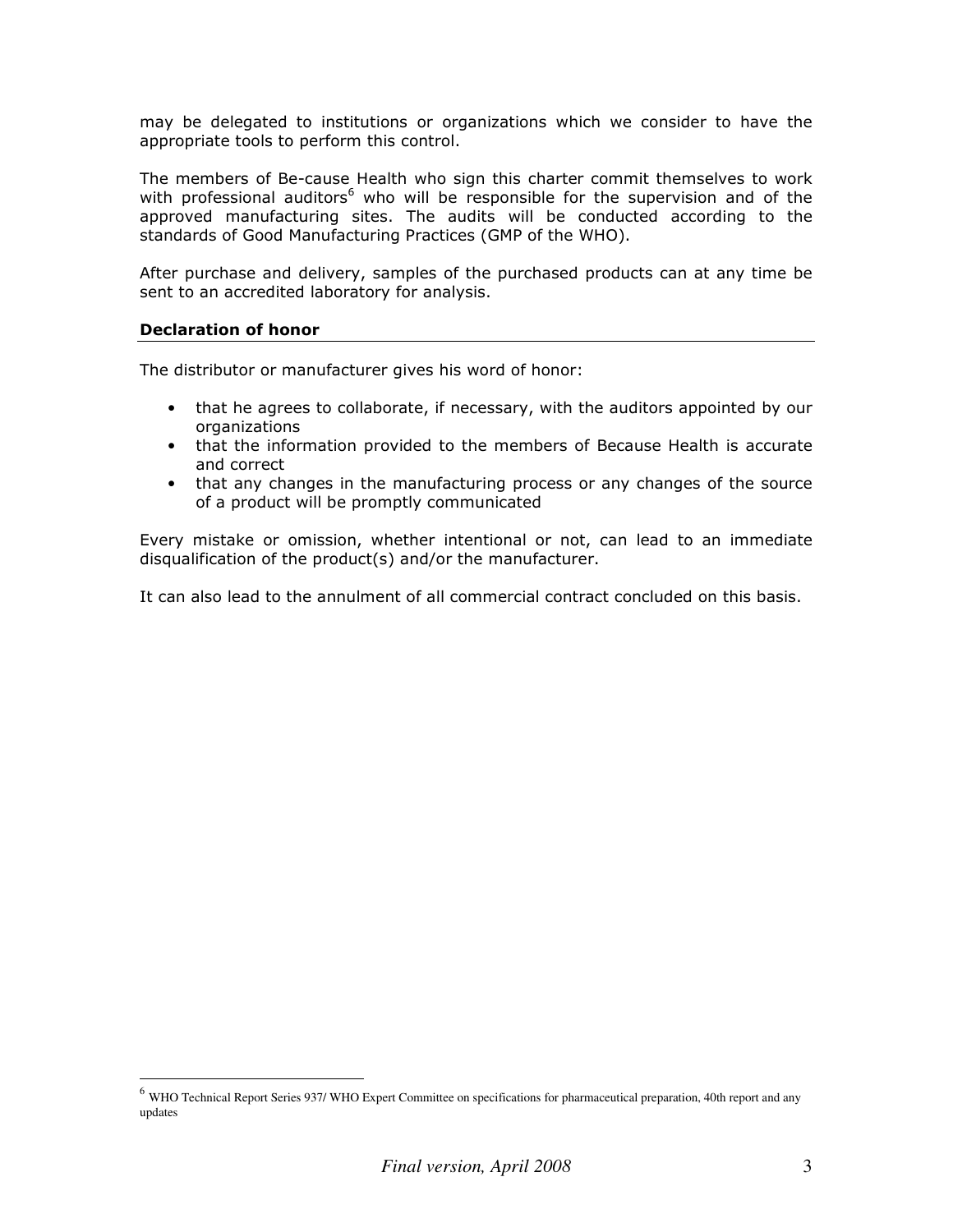may be delegated to institutions or organizations which we consider to have the appropriate tools to perform this control.

The members of Be-cause Health who sign this charter commit themselves to work with professional auditors[6] who will be responsible for the supervision and of the approved manufacturing sites. The audits will be conducted according to the standards of Good Manufacturing Practices (GMP of the WHO).

After purchase and delivery, samples of the purchased products can at any time be sent to an accredited laboratory for analysis.

## Declaration of honor

The distributor or manufacturer gives his word of honor:

- that he agrees to collaborate, if necessary, with the auditors appointed by our organizations
- that the information provided to the members of Because Health is accurate and correct
- that any changes in the manufacturing process or any changes of the source of a product will be promptly communicated

Every mistake or omission, whether intentional or not, can lead to an immediate disqualification of the product(s) and/or the manufacturer.

It can also lead to the annulment of all commercial contract concluded on this basis.

---

[6] WHO Technical Report Series 937/ WHO Expert Committee on specifications for pharmaceutical preparation, 40th report and any updates

*Final version, April 2008*